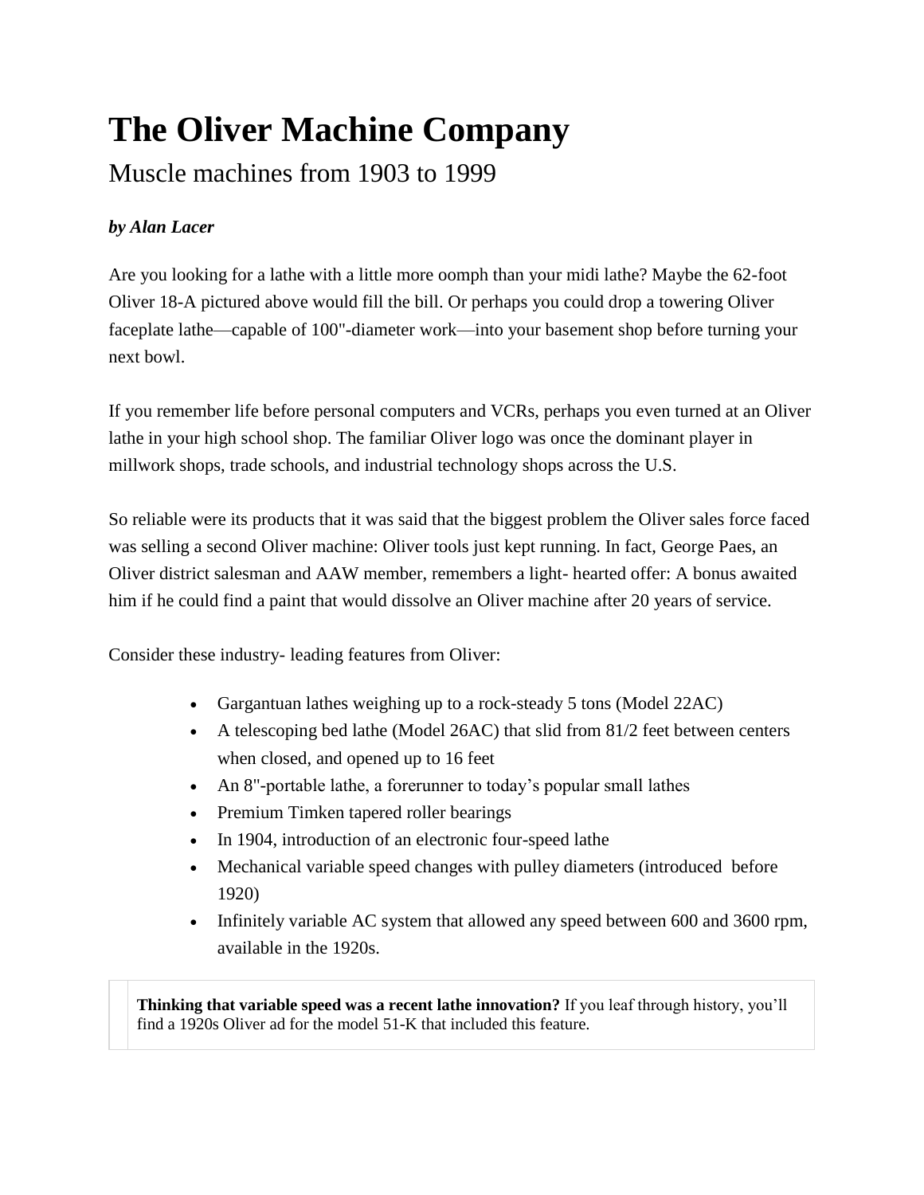# The Oliver Machine Company

Muscle machines from 1903 to 1999

***by Alan Lacer***

Are you looking for a lathe with a little more oomph than your midi lathe? Maybe the 62-foot Oliver 18-A pictured above would fill the bill. Or perhaps you could drop a towering Oliver faceplate lathe—capable of 100"-diameter work—into your basement shop before turning your next bowl.

If you remember life before personal computers and VCRs, perhaps you even turned at an Oliver lathe in your high school shop. The familiar Oliver logo was once the dominant player in millwork shops, trade schools, and industrial technology shops across the U.S.

So reliable were its products that it was said that the biggest problem the Oliver sales force faced was selling a second Oliver machine: Oliver tools just kept running. In fact, George Paes, an Oliver district salesman and AAW member, remembers a light- hearted offer: A bonus awaited him if he could find a paint that would dissolve an Oliver machine after 20 years of service.

Consider these industry- leading features from Oliver:

- Gargantuan lathes weighing up to a rock-steady 5 tons (Model 22AC)
- A telescoping bed lathe (Model 26AC) that slid from 81/2 feet between centers when closed, and opened up to 16 feet
- An 8"-portable lathe, a forerunner to today's popular small lathes
- Premium Timken tapered roller bearings
- In 1904, introduction of an electronic four-speed lathe
- Mechanical variable speed changes with pulley diameters (introduced before 1920)
- Infinitely variable AC system that allowed any speed between 600 and 3600 rpm, available in the 1920s.

> **Thinking that variable speed was a recent lathe innovation?** If you leaf through history, you'll find a 1920s Oliver ad for the model 51-K that included this feature.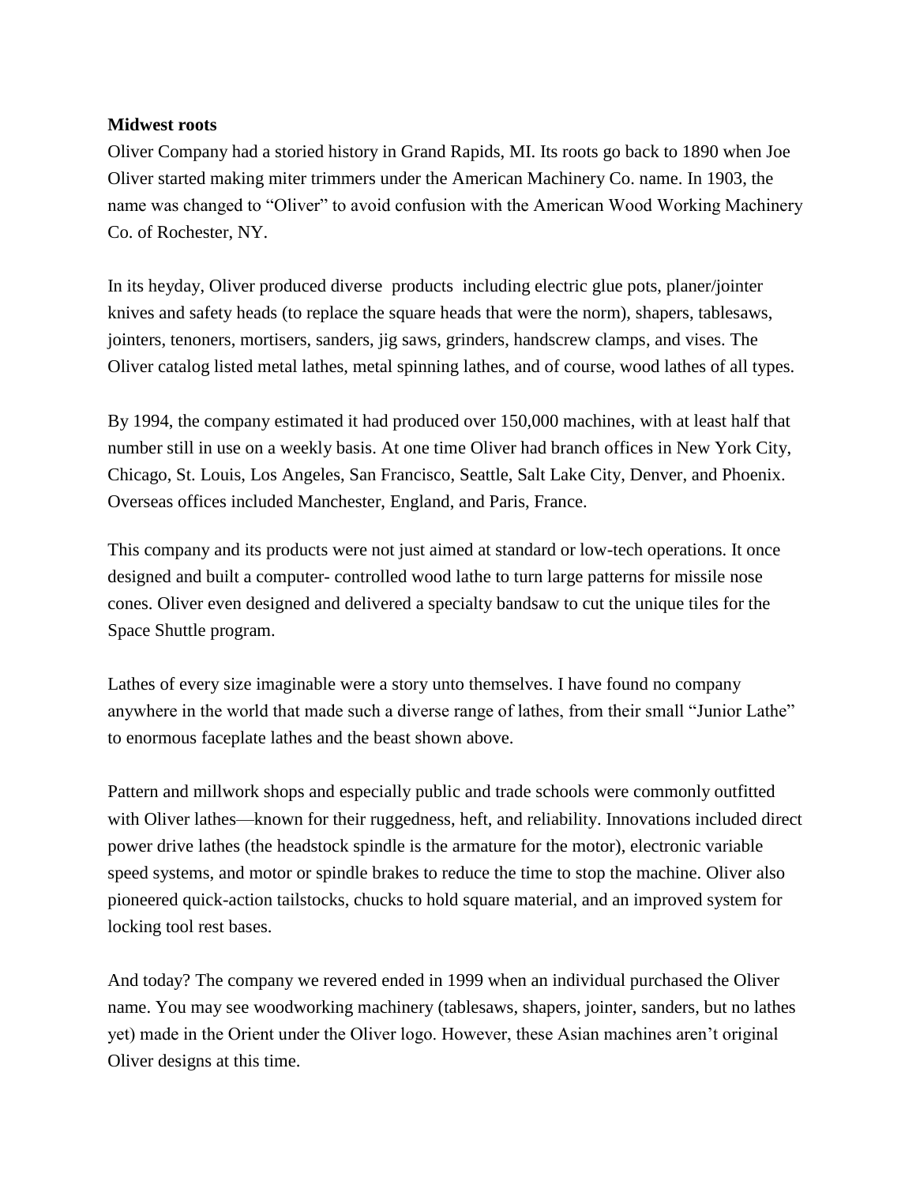**Midwest roots**

Oliver Company had a storied history in Grand Rapids, MI. Its roots go back to 1890 when Joe Oliver started making miter trimmers under the American Machinery Co. name. In 1903, the name was changed to "Oliver" to avoid confusion with the American Wood Working Machinery Co. of Rochester, NY.

In its heyday, Oliver produced diverse products including electric glue pots, planer/jointer knives and safety heads (to replace the square heads that were the norm), shapers, tablesaws, jointers, tenoners, mortisers, sanders, jig saws, grinders, handscrew clamps, and vises. The Oliver catalog listed metal lathes, metal spinning lathes, and of course, wood lathes of all types.

By 1994, the company estimated it had produced over 150,000 machines, with at least half that number still in use on a weekly basis. At one time Oliver had branch offices in New York City, Chicago, St. Louis, Los Angeles, San Francisco, Seattle, Salt Lake City, Denver, and Phoenix. Overseas offices included Manchester, England, and Paris, France.

This company and its products were not just aimed at standard or low-tech operations. It once designed and built a computer- controlled wood lathe to turn large patterns for missile nose cones. Oliver even designed and delivered a specialty bandsaw to cut the unique tiles for the Space Shuttle program.

Lathes of every size imaginable were a story unto themselves. I have found no company anywhere in the world that made such a diverse range of lathes, from their small "Junior Lathe" to enormous faceplate lathes and the beast shown above.

Pattern and millwork shops and especially public and trade schools were commonly outfitted with Oliver lathes—known for their ruggedness, heft, and reliability. Innovations included direct power drive lathes (the headstock spindle is the armature for the motor), electronic variable speed systems, and motor or spindle brakes to reduce the time to stop the machine. Oliver also pioneered quick-action tailstocks, chucks to hold square material, and an improved system for locking tool rest bases.

And today? The company we revered ended in 1999 when an individual purchased the Oliver name. You may see woodworking machinery (tablesaws, shapers, jointer, sanders, but no lathes yet) made in the Orient under the Oliver logo. However, these Asian machines aren't original Oliver designs at this time.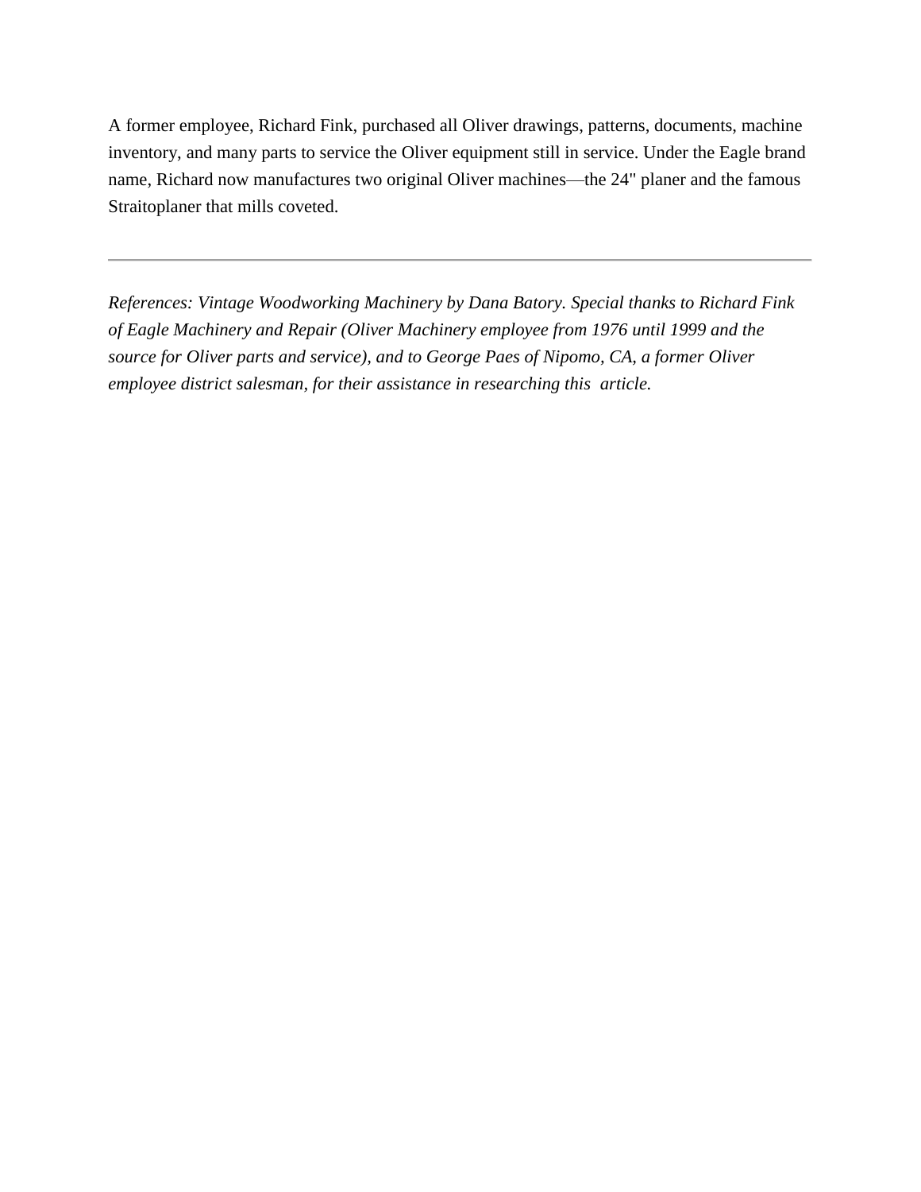A former employee, Richard Fink, purchased all Oliver drawings, patterns, documents, machine inventory, and many parts to service the Oliver equipment still in service. Under the Eagle brand name, Richard now manufactures two original Oliver machines—the 24" planer and the famous Straitoplaner that mills coveted.

---

*References: Vintage Woodworking Machinery by Dana Batory. Special thanks to Richard Fink of Eagle Machinery and Repair (Oliver Machinery employee from 1976 until 1999 and the source for Oliver parts and service), and to George Paes of Nipomo, CA, a former Oliver employee district salesman, for their assistance in researching this article.*